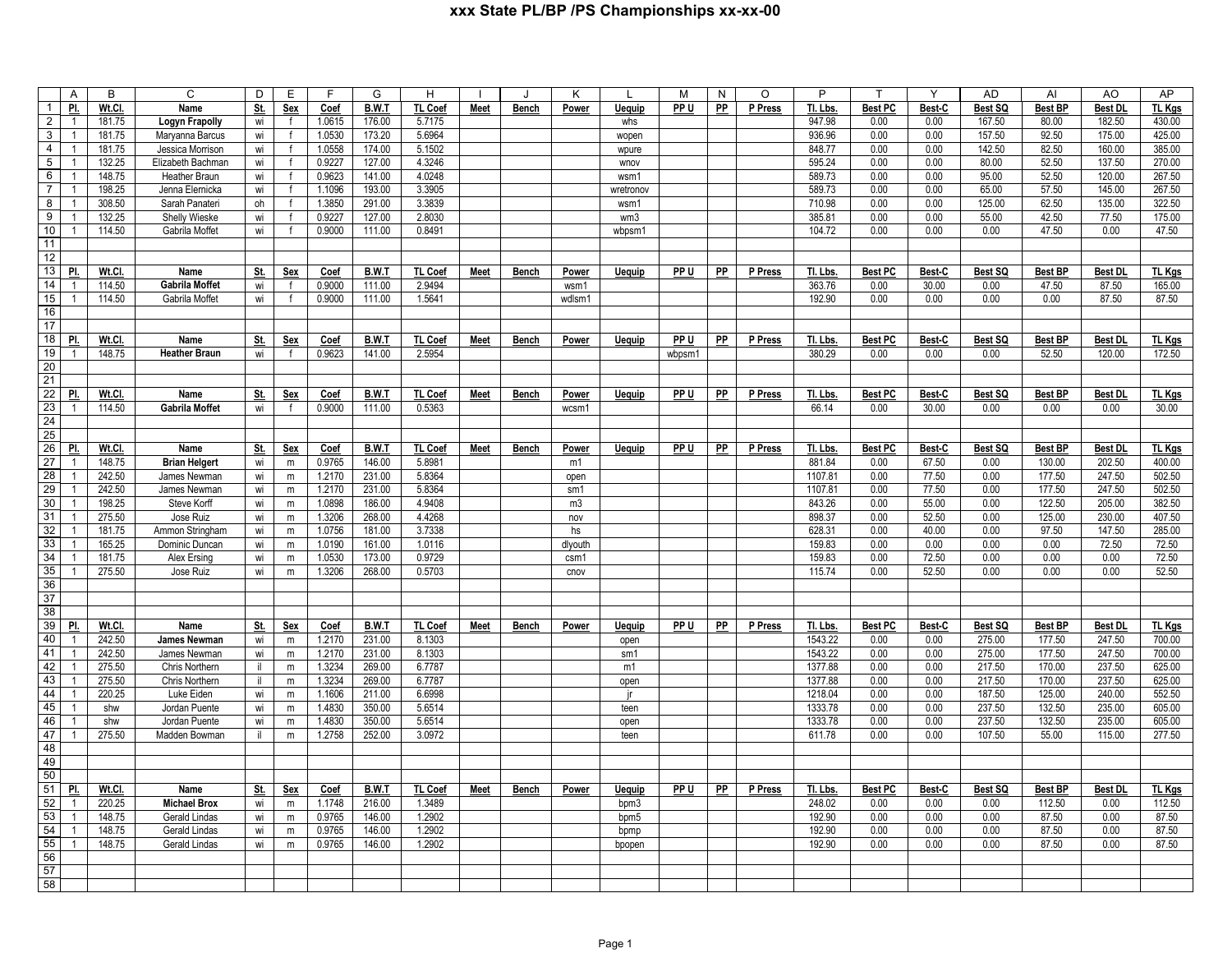# xxx State PL/BP /PS Championships xx-xx-00

| | A | B | C | D | E | F | G | H | I | J | K | L | M | N | O | P | T | Y | AD | AI | AO | AP |
|---|---|---|---|---|---|---|---|---|---|---|---|---|---|---|---|---|---|---|---|---|---|---|
| 1 | **Pl.** | **Wt.Cl.** | **Name** | **St.** | **Sex** | **Coef** | **B.W.T** | **TL Coef** | **Meet** | **Bench** | **Power** | **Uequip** | **PP U** | **PP** | **P Press** | **Tl. Lbs.** | **Best PC** | **Best-C** | **Best SQ** | **Best BP** | **Best DL** | **TL Kgs** |
| 2 | 1 | 181.75 | **Logyn Frapolly** | wi | f | 1.0615 | 176.00 | 5.7175 | | | | whs | | | | 947.98 | 0.00 | 0.00 | 167.50 | 80.00 | 182.50 | 430.00 |
| 3 | 1 | 181.75 | Maryanna Barcus | wi | f | 1.0530 | 173.20 | 5.6964 | | | | wopen | | | | 936.96 | 0.00 | 0.00 | 157.50 | 92.50 | 175.00 | 425.00 |
| 4 | 1 | 181.75 | Jessica Morrison | wi | f | 1.0558 | 174.00 | 5.1502 | | | | wpure | | | | 848.77 | 0.00 | 0.00 | 142.50 | 82.50 | 160.00 | 385.00 |
| 5 | 1 | 132.25 | Elizabeth Bachman | wi | f | 0.9227 | 127.00 | 4.3246 | | | | wnov | | | | 595.24 | 0.00 | 0.00 | 80.00 | 52.50 | 137.50 | 270.00 |
| 6 | 1 | 148.75 | Heather Braun | wi | f | 0.9623 | 141.00 | 4.0248 | | | | wsm1 | | | | 589.73 | 0.00 | 0.00 | 95.00 | 52.50 | 120.00 | 267.50 |
| 7 | 1 | 198.25 | Jenna Elemicka | wi | f | 1.1096 | 193.00 | 3.3905 | | | | wretronov | | | | 589.73 | 0.00 | 0.00 | 65.00 | 57.50 | 145.00 | 267.50 |
| 8 | 1 | 308.50 | Sarah Panateri | oh | f | 1.3850 | 291.00 | 3.3839 | | | | wsm1 | | | | 710.98 | 0.00 | 0.00 | 125.00 | 62.50 | 135.00 | 322.50 |
| 9 | 1 | 132.25 | Shelly Wieske | wi | f | 0.9227 | 127.00 | 2.8030 | | | | wm3 | | | | 385.81 | 0.00 | 0.00 | 55.00 | 42.50 | 77.50 | 175.00 |
| 10 | 1 | 114.50 | Gabrila Moffet | wi | f | 0.9000 | 111.00 | 0.8491 | | | | wbpsm1 | | | | 104.72 | 0.00 | 0.00 | 0.00 | 47.50 | 0.00 | 47.50 |
| 11 | | | | | | | | | | | | | | | | | | | | | | |
| 12 | | | | | | | | | | | | | | | | | | | | | | |
| 13 | **Pl.** | **Wt.Cl.** | **Name** | **St.** | **Sex** | **Coef** | **B.W.T** | **TL Coef** | **Meet** | **Bench** | **Power** | **Uequip** | **PP U** | **PP** | **P Press** | **Tl. Lbs.** | **Best PC** | **Best-C** | **Best SQ** | **Best BP** | **Best DL** | **TL Kgs** |
| 14 | 1 | 114.50 | **Gabrila Moffet** | wi | f | 0.9000 | 111.00 | 2.9494 | | | wsm1 | | | | | 363.76 | 0.00 | 30.00 | 0.00 | 47.50 | 87.50 | 165.00 |
| 15 | 1 | 114.50 | Gabrila Moffet | wi | f | 0.9000 | 111.00 | 1.5641 | | | wdlsm1 | | | | | 192.90 | 0.00 | 0.00 | 0.00 | 0.00 | 87.50 | 87.50 |
| 16 | | | | | | | | | | | | | | | | | | | | | | |
| 17 | | | | | | | | | | | | | | | | | | | | | | |
| 18 | **Pl.** | **Wt.Cl.** | **Name** | **St.** | **Sex** | **Coef** | **B.W.T** | **TL Coef** | **Meet** | **Bench** | **Power** | **Uequip** | **PP U** | **PP** | **P Press** | **Tl. Lbs.** | **Best PC** | **Best-C** | **Best SQ** | **Best BP** | **Best DL** | **TL Kgs** |
| 19 | 1 | 148.75 | **Heather Braun** | wi | f | 0.9623 | 141.00 | 2.5954 | | | | | wbpsm1 | | | 380.29 | 0.00 | 0.00 | 0.00 | 52.50 | 120.00 | 172.50 |
| 20 | | | | | | | | | | | | | | | | | | | | | | |
| 21 | | | | | | | | | | | | | | | | | | | | | | |
| 22 | **Pl.** | **Wt.Cl.** | **Name** | **St.** | **Sex** | **Coef** | **B.W.T** | **TL Coef** | **Meet** | **Bench** | **Power** | **Uequip** | **PP U** | **PP** | **P Press** | **Tl. Lbs.** | **Best PC** | **Best-C** | **Best SQ** | **Best BP** | **Best DL** | **TL Kgs** |
| 23 | 1 | 114.50 | **Gabrila Moffet** | wi | f | 0.9000 | 111.00 | 0.5363 | | | wcsm1 | | | | | 66.14 | 0.00 | 30.00 | 0.00 | 0.00 | 0.00 | 30.00 |
| 24 | | | | | | | | | | | | | | | | | | | | | | |
| 25 | | | | | | | | | | | | | | | | | | | | | | |
| 26 | **Pl.** | **Wt.Cl.** | **Name** | **St.** | **Sex** | **Coef** | **B.W.T** | **TL Coef** | **Meet** | **Bench** | **Power** | **Uequip** | **PP U** | **PP** | **P Press** | **Tl. Lbs.** | **Best PC** | **Best-C** | **Best SQ** | **Best BP** | **Best DL** | **TL Kgs** |
| 27 | 1 | 148.75 | **Brian Helgert** | wi | m | 0.9765 | 146.00 | 5.8981 | | | m1 | | | | | 881.84 | 0.00 | 67.50 | 0.00 | 130.00 | 202.50 | 400.00 |
| 28 | 1 | 242.50 | James Newman | wi | m | 1.2170 | 231.00 | 5.8364 | | | open | | | | | 1107.81 | 0.00 | 77.50 | 0.00 | 177.50 | 247.50 | 502.50 |
| 29 | 1 | 242.50 | James Newman | wi | m | 1.2170 | 231.00 | 5.8364 | | | sm1 | | | | | 1107.81 | 0.00 | 77.50 | 0.00 | 177.50 | 247.50 | 502.50 |
| 30 | 1 | 198.25 | Steve Korff | wi | m | 1.0898 | 186.00 | 4.9408 | | | m3 | | | | | 843.26 | 0.00 | 55.00 | 0.00 | 122.50 | 205.00 | 382.50 |
| 31 | 1 | 275.50 | Jose Ruiz | wi | m | 1.3206 | 268.00 | 4.4268 | | | nov | | | | | 898.37 | 0.00 | 52.50 | 0.00 | 125.00 | 230.00 | 407.50 |
| 32 | 1 | 181.75 | Ammon Stringham | wi | m | 1.0756 | 181.00 | 3.7338 | | | hs | | | | | 628.31 | 0.00 | 40.00 | 0.00 | 97.50 | 147.50 | 285.00 |
| 33 | 1 | 165.25 | Dominic Duncan | wi | m | 1.0190 | 161.00 | 1.0116 | | | dlyouth | | | | | 159.83 | 0.00 | 0.00 | 0.00 | 0.00 | 72.50 | 72.50 |
| 34 | 1 | 181.75 | Alex Ersing | wi | m | 1.0530 | 173.00 | 0.9729 | | | csm1 | | | | | 159.83 | 0.00 | 72.50 | 0.00 | 0.00 | 0.00 | 72.50 |
| 35 | 1 | 275.50 | Jose Ruiz | wi | m | 1.3206 | 268.00 | 0.5703 | | | cnov | | | | | 115.74 | 0.00 | 52.50 | 0.00 | 0.00 | 0.00 | 52.50 |
| 36 | | | | | | | | | | | | | | | | | | | | | | |
| 37 | | | | | | | | | | | | | | | | | | | | | | |
| 38 | | | | | | | | | | | | | | | | | | | | | | |
| 39 | **Pl.** | **Wt.Cl.** | **Name** | **St.** | **Sex** | **Coef** | **B.W.T** | **TL Coef** | **Meet** | **Bench** | **Power** | **Uequip** | **PP U** | **PP** | **P Press** | **Tl. Lbs.** | **Best PC** | **Best-C** | **Best SQ** | **Best BP** | **Best DL** | **TL Kgs** |
| 40 | 1 | 242.50 | **James Newman** | wi | m | 1.2170 | 231.00 | 8.1303 | | | | open | | | | 1543.22 | 0.00 | 0.00 | 275.00 | 177.50 | 247.50 | 700.00 |
| 41 | 1 | 242.50 | James Newman | wi | m | 1.2170 | 231.00 | 8.1303 | | | | sm1 | | | | 1543.22 | 0.00 | 0.00 | 275.00 | 177.50 | 247.50 | 700.00 |
| 42 | 1 | 275.50 | Chris Northern | il | m | 1.3234 | 269.00 | 6.7787 | | | | m1 | | | | 1377.88 | 0.00 | 0.00 | 217.50 | 170.00 | 237.50 | 625.00 |
| 43 | 1 | 275.50 | Chris Northern | il | m | 1.3234 | 269.00 | 6.7787 | | | | open | | | | 1377.88 | 0.00 | 0.00 | 217.50 | 170.00 | 237.50 | 625.00 |
| 44 | 1 | 220.25 | Luke Eiden | wi | m | 1.1606 | 211.00 | 6.6998 | | | | jr | | | | 1218.04 | 0.00 | 0.00 | 187.50 | 125.00 | 240.00 | 552.50 |
| 45 | 1 | shw | Jordan Puente | wi | m | 1.4830 | 350.00 | 5.6514 | | | | teen | | | | 1333.78 | 0.00 | 0.00 | 237.50 | 132.50 | 235.00 | 605.00 |
| 46 | 1 | shw | Jordan Puente | wi | m | 1.4830 | 350.00 | 5.6514 | | | | open | | | | 1333.78 | 0.00 | 0.00 | 237.50 | 132.50 | 235.00 | 605.00 |
| 47 | 1 | 275.50 | Madden Bowman | il | m | 1.2758 | 252.00 | 3.0972 | | | | teen | | | | 611.78 | 0.00 | 0.00 | 107.50 | 55.00 | 115.00 | 277.50 |
| 48 | | | | | | | | | | | | | | | | | | | | | | |
| 49 | | | | | | | | | | | | | | | | | | | | | | |
| 50 | | | | | | | | | | | | | | | | | | | | | | |
| 51 | **Pl.** | **Wt.Cl.** | **Name** | **St.** | **Sex** | **Coef** | **B.W.T** | **TL Coef** | **Meet** | **Bench** | **Power** | **Uequip** | **PP U** | **PP** | **P Press** | **Tl. Lbs.** | **Best PC** | **Best-C** | **Best SQ** | **Best BP** | **Best DL** | **TL Kgs** |
| 52 | 1 | 220.25 | **Michael Brox** | wi | m | 1.1748 | 216.00 | 1.3489 | | | | bpm3 | | | | 248.02 | 0.00 | 0.00 | 0.00 | 112.50 | 0.00 | 112.50 |
| 53 | 1 | 148.75 | Gerald Lindas | wi | m | 0.9765 | 146.00 | 1.2902 | | | | bpm5 | | | | 192.90 | 0.00 | 0.00 | 0.00 | 87.50 | 0.00 | 87.50 |
| 54 | 1 | 148.75 | Gerald Lindas | wi | m | 0.9765 | 146.00 | 1.2902 | | | | bpmp | | | | 192.90 | 0.00 | 0.00 | 0.00 | 87.50 | 0.00 | 87.50 |
| 55 | 1 | 148.75 | Gerald Lindas | wi | m | 0.9765 | 146.00 | 1.2902 | | | | bpopen | | | | 192.90 | 0.00 | 0.00 | 0.00 | 87.50 | 0.00 | 87.50 |
| 56 | | | | | | | | | | | | | | | | | | | | | | |
| 57 | | | | | | | | | | | | | | | | | | | | | | |
| 58 | | | | | | | | | | | | | | | | | | | | | | |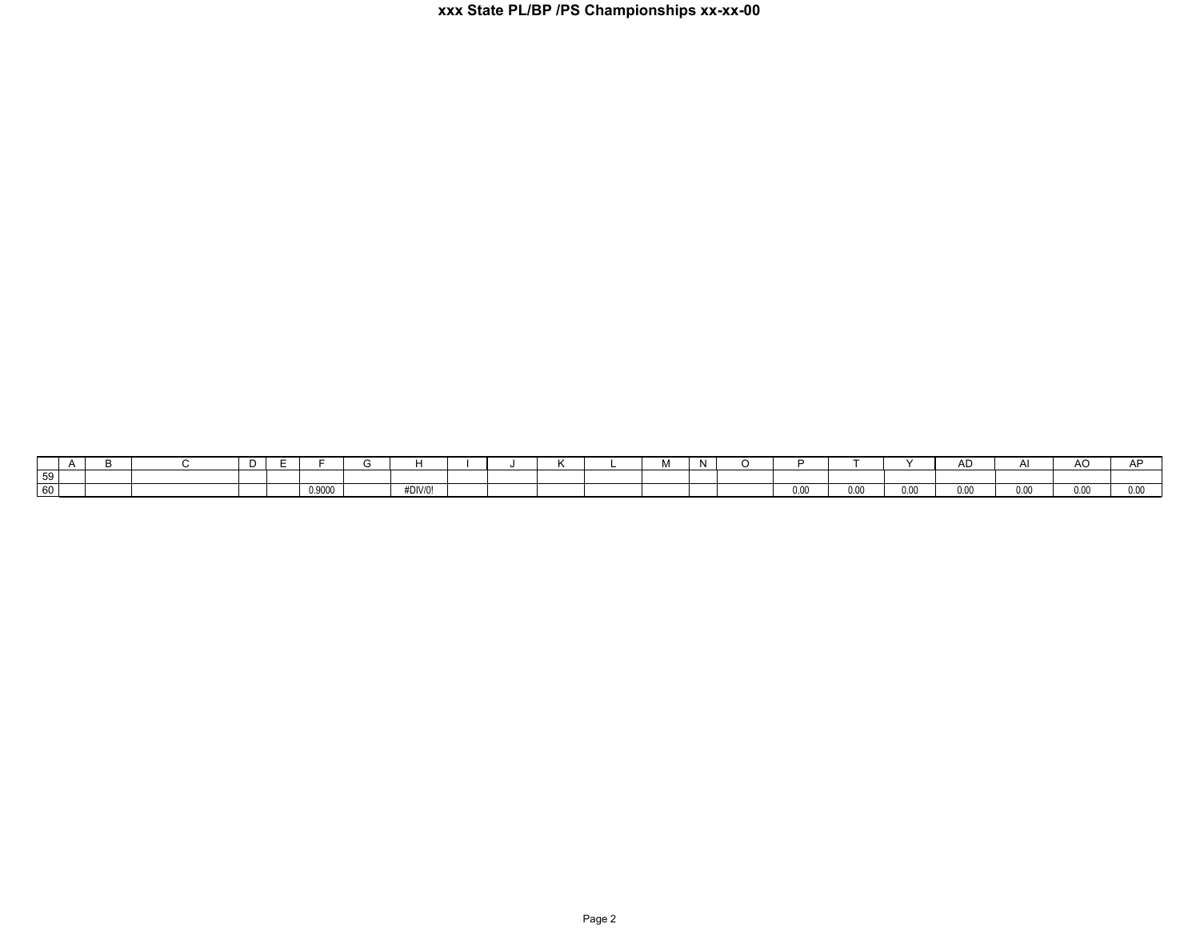| | A | B | C | D | E | F | G | H | I | J | K | L | M | N | O | P | T | Y | AD | AI | AO | AP |
|---|---|---|---|---|---|---|---|---|---|---|---|---|---|---|---|---|---|---|---|---|---|---|
| 59 | | | | | | | | | | | | | | | | | | | | | | |
| 60 | | | | | | 0.9000 | | #DIV/0! | | | | | | | | 0.00 | 0.00 | 0.00 | 0.00 | 0.00 | 0.00 | 0.00 |